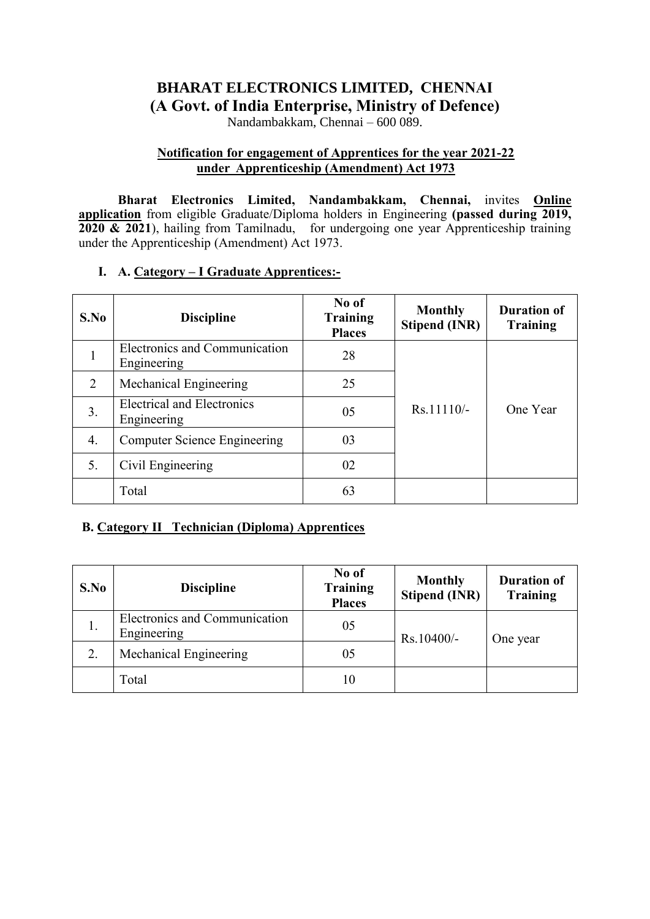# BHARAT ELECTRONICS LIMITED, CHENNAI
## (A Govt. of India Enterprise, Ministry of Defence)

Nandambakkam, Chennai – 600 089.

**Notification for engagement of Apprentices for the year 2021-22 under Apprenticeship (Amendment) Act 1973**

**Bharat Electronics Limited, Nandambakkam, Chennai,** invites **Online application** from eligible Graduate/Diploma holders in Engineering **(passed during 2019, 2020 & 2021**), hailing from Tamilnadu, for undergoing one year Apprenticeship training under the Apprenticeship (Amendment) Act 1973.

### I. A. Category – I Graduate Apprentices:-

| S.No | Discipline | No of Training Places | Monthly Stipend (INR) | Duration of Training |
|---|---|---|---|---|
| 1 | Electronics and Communication Engineering | 28 | Rs.11110/- | One Year |
| 2 | Mechanical Engineering | 25 | | |
| 3. | Electrical and Electronics Engineering | 05 | | |
| 4. | Computer Science Engineering | 03 | | |
| 5. | Civil Engineering | 02 | | |
| | Total | 63 | | |

### B. Category II Technician (Diploma) Apprentices

| S.No | Discipline | No of Training Places | Monthly Stipend (INR) | Duration of Training |
|---|---|---|---|---|
| 1. | Electronics and Communication Engineering | 05 | Rs.10400/- | One year |
| 2. | Mechanical Engineering | 05 | | |
| | Total | 10 | | |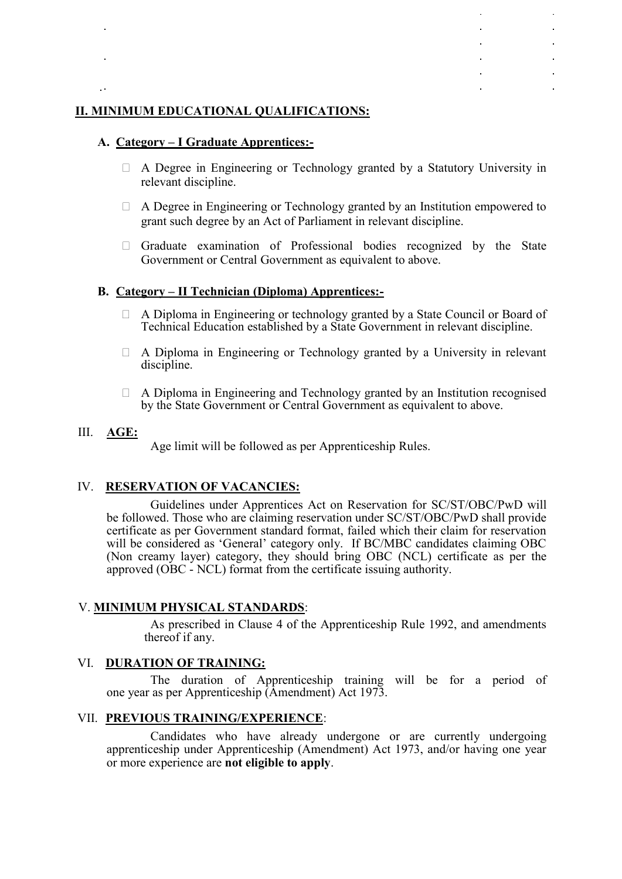## II. MINIMUM EDUCATIONAL QUALIFICATIONS:

### A. Category – I Graduate Apprentices:-

- A Degree in Engineering or Technology granted by a Statutory University in relevant discipline.
- A Degree in Engineering or Technology granted by an Institution empowered to grant such degree by an Act of Parliament in relevant discipline.
- Graduate examination of Professional bodies recognized by the State Government or Central Government as equivalent to above.

### B. Category – II Technician (Diploma) Apprentices:-

- A Diploma in Engineering or technology granted by a State Council or Board of Technical Education established by a State Government in relevant discipline.
- A Diploma in Engineering or Technology granted by a University in relevant discipline.
- A Diploma in Engineering and Technology granted by an Institution recognised by the State Government or Central Government as equivalent to above.

## III. AGE:

Age limit will be followed as per Apprenticeship Rules.

## IV. RESERVATION OF VACANCIES:

Guidelines under Apprentices Act on Reservation for SC/ST/OBC/PwD will be followed. Those who are claiming reservation under SC/ST/OBC/PwD shall provide certificate as per Government standard format, failed which their claim for reservation will be considered as 'General' category only. If BC/MBC candidates claiming OBC (Non creamy layer) category, they should bring OBC (NCL) certificate as per the approved (OBC - NCL) format from the certificate issuing authority.

## V. MINIMUM PHYSICAL STANDARDS:

As prescribed in Clause 4 of the Apprenticeship Rule 1992, and amendments thereof if any.

## VI. DURATION OF TRAINING:

The duration of Apprenticeship training will be for a period of one year as per Apprenticeship (Amendment) Act 1973.

## VII. PREVIOUS TRAINING/EXPERIENCE:

Candidates who have already undergone or are currently undergoing apprenticeship under Apprenticeship (Amendment) Act 1973, and/or having one year or more experience are **not eligible to apply**.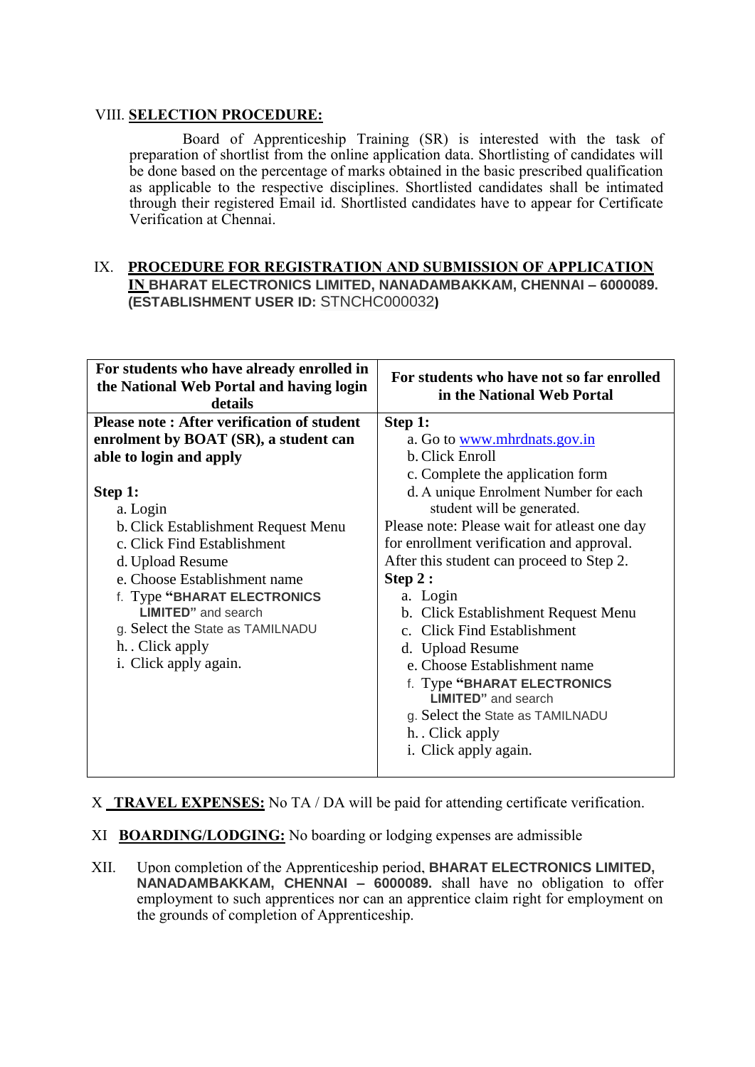VIII. **SELECTION PROCEDURE:**

Board of Apprenticeship Training (SR) is interested with the task of preparation of shortlist from the online application data. Shortlisting of candidates will be done based on the percentage of marks obtained in the basic prescribed qualification as applicable to the respective disciplines. Shortlisted candidates shall be intimated through their registered Email id. Shortlisted candidates have to appear for Certificate Verification at Chennai.

IX. **PROCEDURE FOR REGISTRATION AND SUBMISSION OF APPLICATION IN BHARAT ELECTRONICS LIMITED, NANADAMBAKKAM, CHENNAI – 6000089. (ESTABLISHMENT USER ID: STNCHC000032)**

| For students who have already enrolled in the National Web Portal and having login details | For students who have not so far enrolled in the National Web Portal |
|---|---|
| **Please note : After verification of student enrolment by BOAT (SR), a student can able to login and apply**<br><br>**Step 1:**<br>a. Login<br>b. Click Establishment Request Menu<br>c. Click Find Establishment<br>d. Upload Resume<br>e. Choose Establishment name<br>f. Type **"BHARAT ELECTRONICS LIMITED"** and search<br>g. Select the State as TAMILNADU<br>h. . Click apply<br>i. Click apply again. | **Step 1:**<br>a. Go to www.mhrdnats.gov.in<br>b. Click Enroll<br>c. Complete the application form<br>d. A unique Enrolment Number for each student will be generated.<br>Please note: Please wait for atleast one day for enrollment verification and approval. After this student can proceed to Step 2.<br>**Step 2 :**<br>a. Login<br>b. Click Establishment Request Menu<br>c. Click Find Establishment<br>d. Upload Resume<br>e. Choose Establishment name<br>f. Type **"BHARAT ELECTRONICS LIMITED"** and search<br>g. Select the State as TAMILNADU<br>h. . Click apply<br>i. Click apply again. |

X **TRAVEL EXPENSES:** No TA / DA will be paid for attending certificate verification.

XI **BOARDING/LODGING:** No boarding or lodging expenses are admissible

XII. Upon completion of the Apprenticeship period, **BHARAT ELECTRONICS LIMITED, NANADAMBAKKAM, CHENNAI – 6000089.** shall have no obligation to offer employment to such apprentices nor can an apprentice claim right for employment on the grounds of completion of Apprenticeship.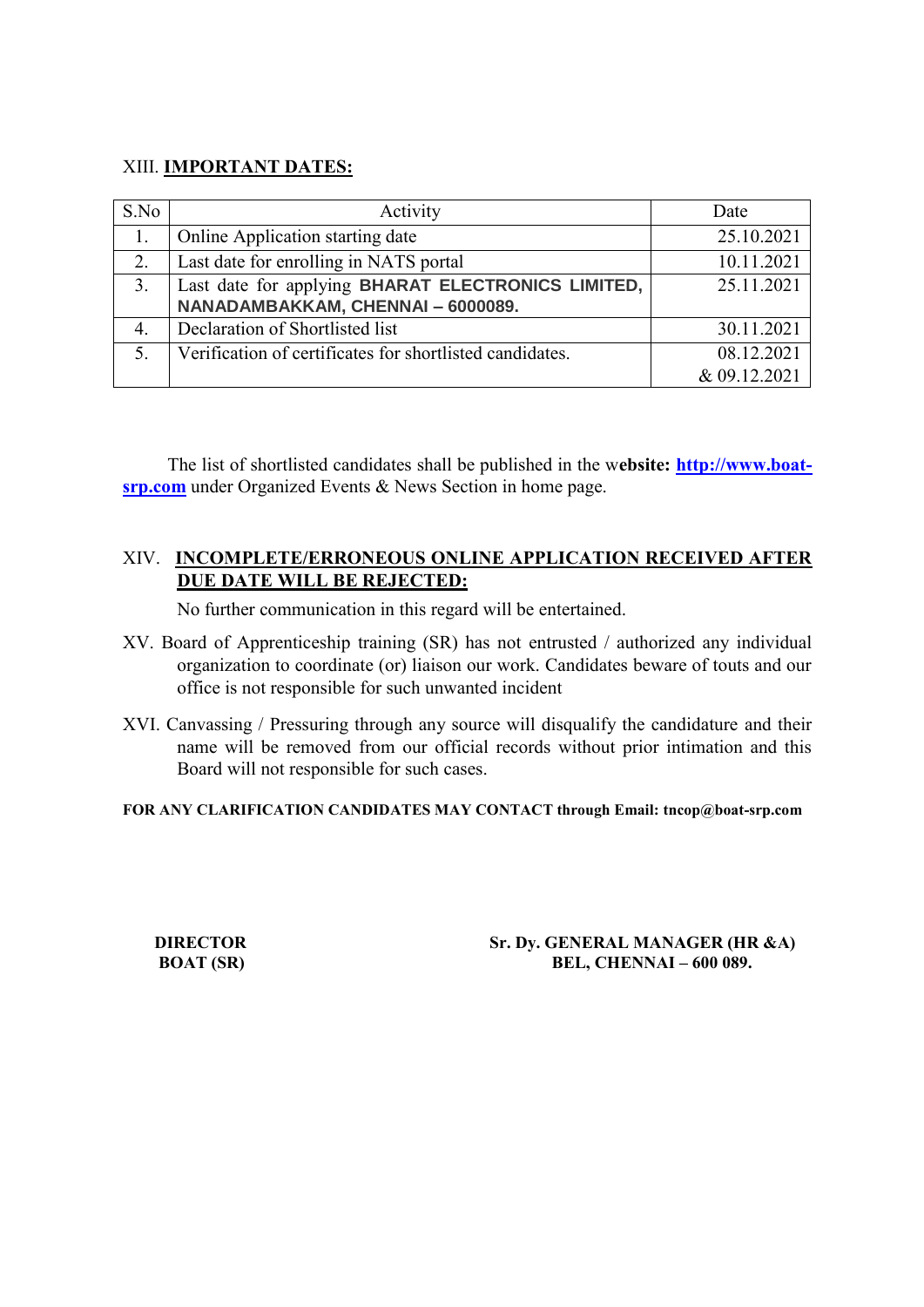## XIII. **IMPORTANT DATES:**

| S.No | Activity | Date |
|---|---|---|
| 1. | Online Application starting date | 25.10.2021 |
| 2. | Last date for enrolling in NATS portal | 10.11.2021 |
| 3. | Last date for applying **BHARAT ELECTRONICS LIMITED, NANADAMBAKKAM, CHENNAI – 6000089.** | 25.11.2021 |
| 4. | Declaration of Shortlisted list | 30.11.2021 |
| 5. | Verification of certificates for shortlisted candidates. | 08.12.2021 & 09.12.2021 |

The list of shortlisted candidates shall be published in the w**ebsite: [http://www.boat-srp.com](http://www.boat-srp.com)** under Organized Events & News Section in home page.

## XIV. **INCOMPLETE/ERRONEOUS ONLINE APPLICATION RECEIVED AFTER DUE DATE WILL BE REJECTED:**

No further communication in this regard will be entertained.

XV. Board of Apprenticeship training (SR) has not entrusted / authorized any individual organization to coordinate (or) liaison our work. Candidates beware of touts and our office is not responsible for such unwanted incident

XVI. Canvassing / Pressuring through any source will disqualify the candidature and their name will be removed from our official records without prior intimation and this Board will not responsible for such cases.

**FOR ANY CLARIFICATION CANDIDATES MAY CONTACT through Email: tncop@boat-srp.com**

**DIRECTOR**
**BOAT (SR)**

**Sr. Dy. GENERAL MANAGER (HR &A)**
**BEL, CHENNAI – 600 089.**